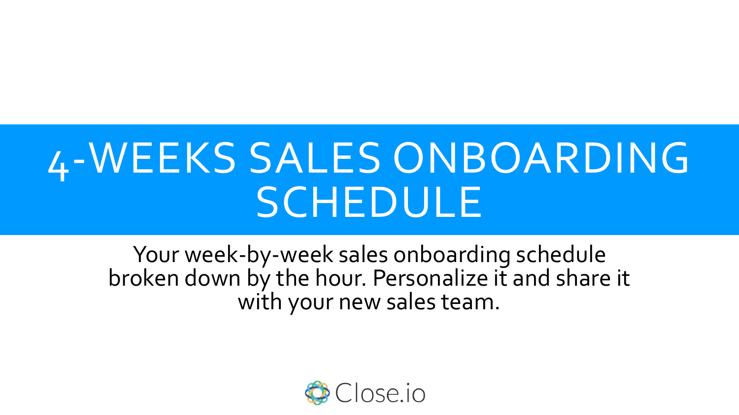# 4-WEEKS SALES ONBOARDING SCHEDULE

Your week-by-week sales onboarding schedule broken down by the hour. Personalize it and share it with your new sales team.

Close.io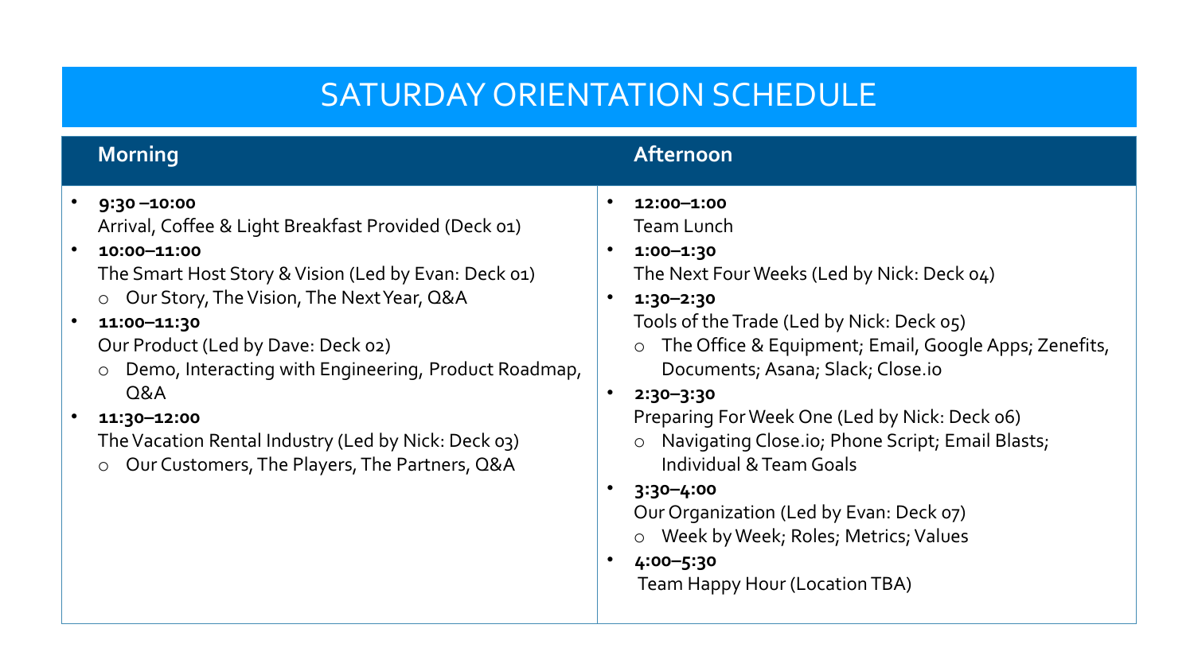# SATURDAY ORIENTATION SCHEDULE

## Morning

- **9:30 –10:00**
  Arrival, Coffee & Light Breakfast Provided (Deck 01)
- **10:00–11:00**
  The Smart Host Story & Vision (Led by Evan: Deck 01)
  - Our Story, The Vision, The Next Year, Q&A
- **11:00–11:30**
  Our Product (Led by Dave: Deck 02)
  - Demo, Interacting with Engineering, Product Roadmap, Q&A
- **11:30–12:00**
  The Vacation Rental Industry (Led by Nick: Deck 03)
  - Our Customers, The Players, The Partners, Q&A

## Afternoon

- **12:00–1:00**
  Team Lunch
- **1:00–1:30**
  The Next Four Weeks (Led by Nick: Deck 04)
- **1:30–2:30**
  Tools of the Trade (Led by Nick: Deck 05)
  - The Office & Equipment; Email, Google Apps; Zenefits, Documents; Asana; Slack; Close.io
- **2:30–3:30**
  Preparing For Week One (Led by Nick: Deck 06)
  - Navigating Close.io; Phone Script; Email Blasts; Individual & Team Goals
- **3:30–4:00**
  Our Organization (Led by Evan: Deck 07)
  - Week by Week; Roles; Metrics; Values
- **4:00–5:30**
  Team Happy Hour (Location TBA)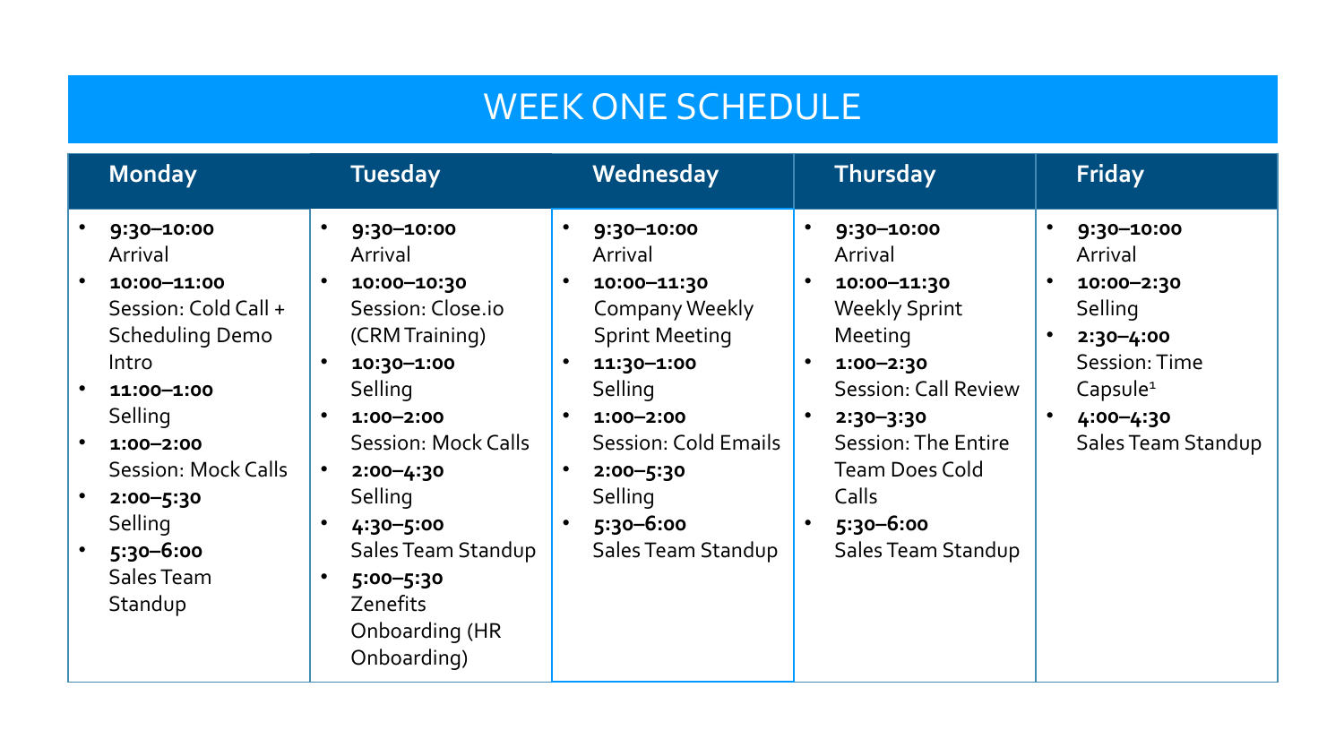# WEEK ONE SCHEDULE

| Monday | Tuesday | Wednesday | Thursday | Friday |
|---|---|---|---|---|
| • **9:30–10:00** Arrival<br>• **10:00–11:00** Session: Cold Call + Scheduling Demo Intro<br>• **11:00–1:00** Selling<br>• **1:00–2:00** Session: Mock Calls<br>• **2:00–5:30** Selling<br>• **5:30–6:00** Sales Team Standup | • **9:30–10:00** Arrival<br>• **10:00–10:30** Session: Close.io (CRM Training)<br>• **10:30–1:00** Selling<br>• **1:00–2:00** Session: Mock Calls<br>• **2:00–4:30** Selling<br>• **4:30–5:00** Sales Team Standup<br>• **5:00–5:30** Zenefits Onboarding (HR Onboarding) | • **9:30–10:00** Arrival<br>• **10:00–11:30** Company Weekly Sprint Meeting<br>• **11:30–1:00** Selling<br>• **1:00–2:00** Session: Cold Emails<br>• **2:00–5:30** Selling<br>• **5:30–6:00** Sales Team Standup | • **9:30–10:00** Arrival<br>• **10:00–11:30** Weekly Sprint Meeting<br>• **1:00–2:30** Session: Call Review<br>• **2:30–3:30** Session: The Entire Team Does Cold Calls<br>• **5:30–6:00** Sales Team Standup | • **9:30–10:00** Arrival<br>• **10:00–2:30** Selling<br>• **2:30–4:00** Session: Time Capsule[1]<br>• **4:00–4:30** Sales Team Standup |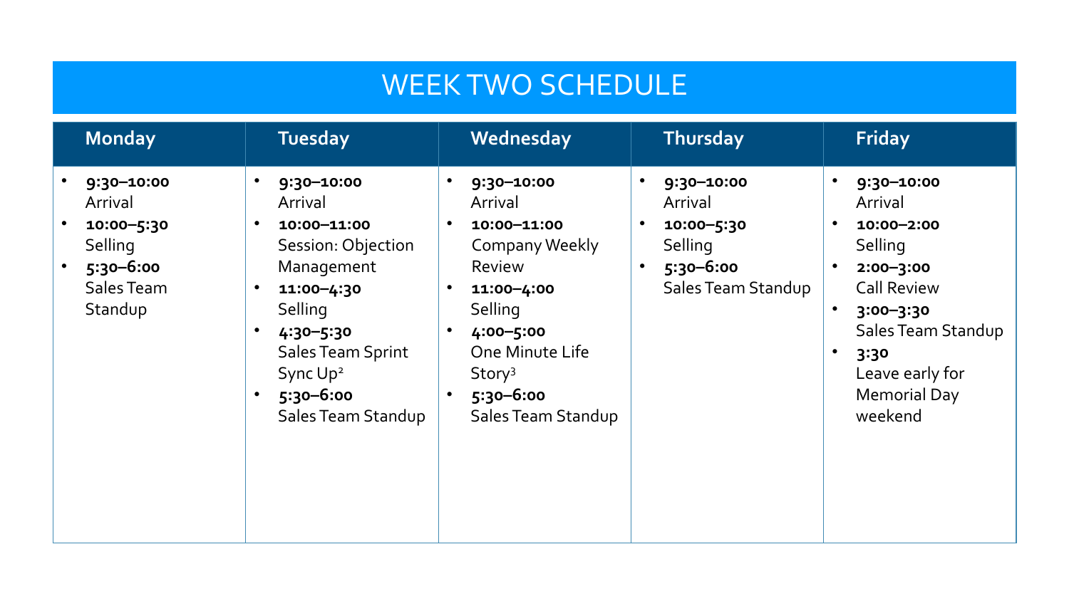# WEEK TWO SCHEDULE

| Monday | Tuesday | Wednesday | Thursday | Friday |
| --- | --- | --- | --- | --- |
| • **9:30–10:00** Arrival<br>• **10:00–5:30** Selling<br>• **5:30–6:00** Sales Team Standup | • **9:30–10:00** Arrival<br>• **10:00–11:00** Session: Objection Management<br>• **11:00–4:30** Selling<br>• **4:30–5:30** Sales Team Sprint Sync Up[2]<br>• **5:30–6:00** Sales Team Standup | • **9:30–10:00** Arrival<br>• **10:00–11:00** Company Weekly Review<br>• **11:00–4:00** Selling<br>• **4:00–5:00** One Minute Life Story[3]<br>• **5:30–6:00** Sales Team Standup | • **9:30–10:00** Arrival<br>• **10:00–5:30** Selling<br>• **5:30–6:00** Sales Team Standup | • **9:30–10:00** Arrival<br>• **10:00–2:00** Selling<br>• **2:00–3:00** Call Review<br>• **3:00–3:30** Sales Team Standup<br>• **3:30** Leave early for Memorial Day weekend |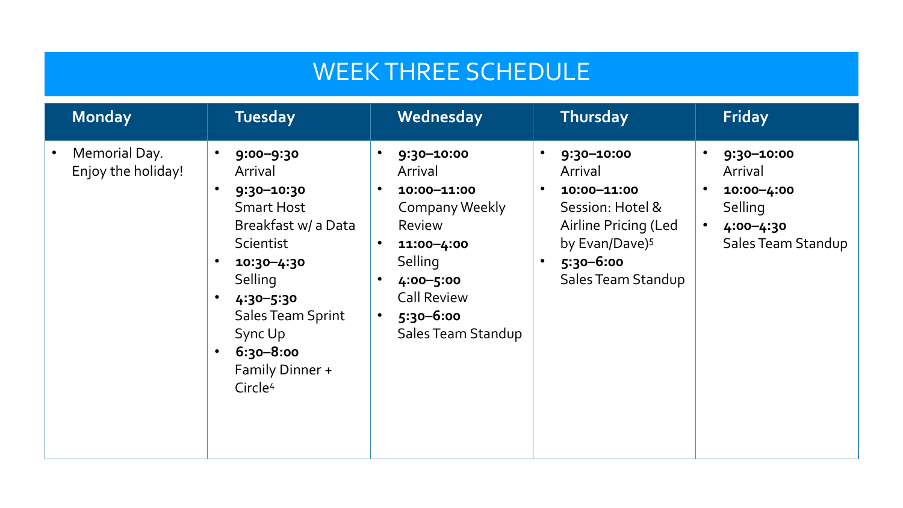# WEEK THREE SCHEDULE

| Monday | Tuesday | Wednesday | Thursday | Friday |
| --- | --- | --- | --- | --- |
| • Memorial Day. Enjoy the holiday! | • **9:00–9:30** Arrival<br>• **9:30–10:30** Smart Host Breakfast w/ a Data Scientist<br>• **10:30–4:30** Selling<br>• **4:30–5:30** Sales Team Sprint Sync Up<br>• **6:30–8:00** Family Dinner + Circle[4] | • **9:30–10:00** Arrival<br>• **10:00–11:00** Company Weekly Review<br>• **11:00–4:00** Selling<br>• **4:00–5:00** Call Review<br>• **5:30–6:00** Sales Team Standup | • **9:30–10:00** Arrival<br>• **10:00–11:00** Session: Hotel & Airline Pricing (Led by Evan/Dave)[5]<br>• **5:30–6:00** Sales Team Standup | • **9:30–10:00** Arrival<br>• **10:00–4:00** Selling<br>• **4:00–4:30** Sales Team Standup |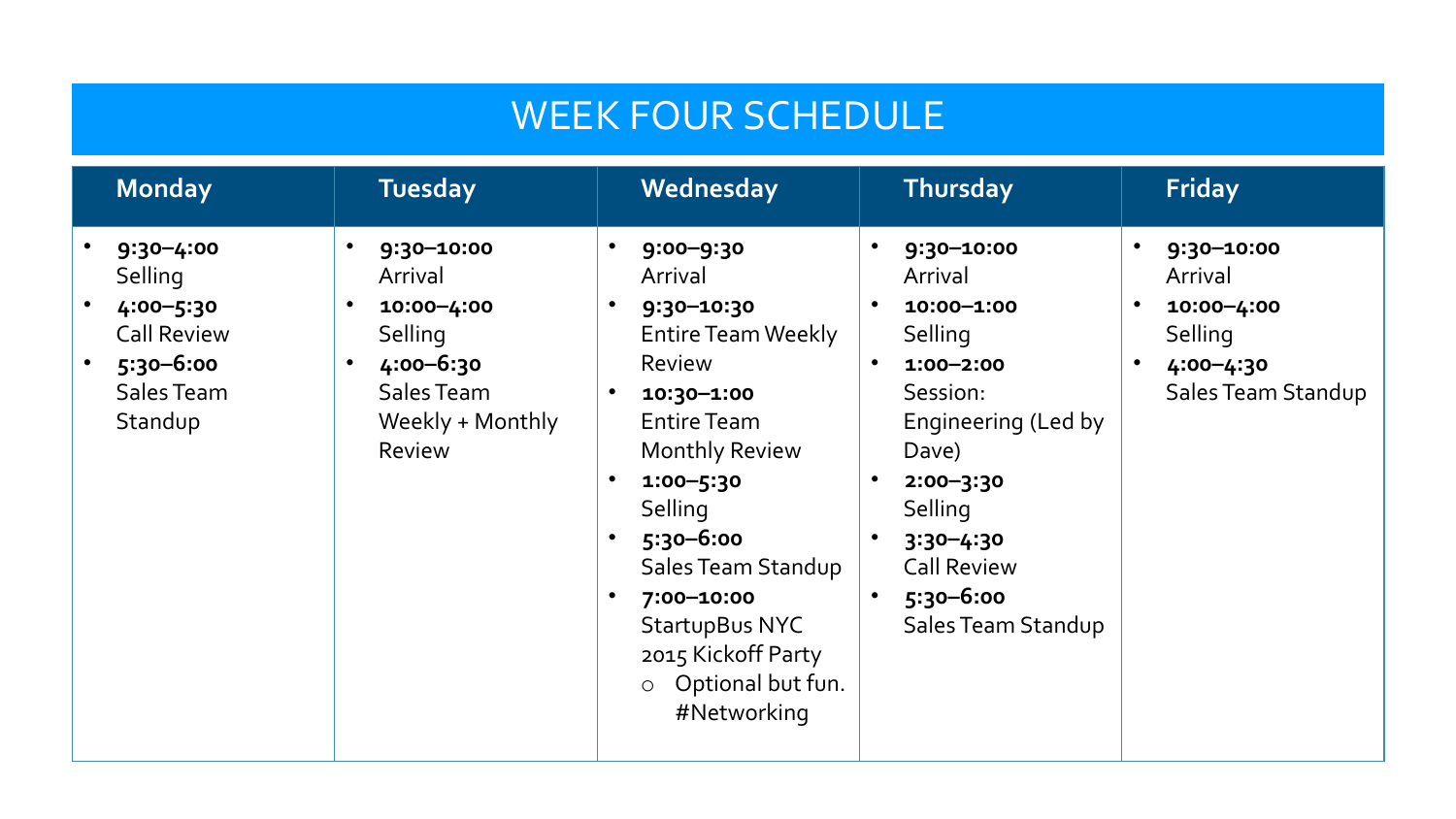# WEEK FOUR SCHEDULE

| Monday | Tuesday | Wednesday | Thursday | Friday |
| --- | --- | --- | --- | --- |
| • **9:30–4:00** Selling<br>• **4:00–5:30** Call Review<br>• **5:30–6:00** Sales Team Standup | • **9:30–10:00** Arrival<br>• **10:00–4:00** Selling<br>• **4:00–6:30** Sales Team Weekly + Monthly Review | • **9:00–9:30** Arrival<br>• **9:30–10:30** Entire Team Weekly Review<br>• **10:30–1:00** Entire Team Monthly Review<br>• **1:00–5:30** Selling<br>• **5:30–6:00** Sales Team Standup<br>• **7:00–10:00** StartupBus NYC 2015 Kickoff Party<br>  ○ Optional but fun. #Networking | • **9:30–10:00** Arrival<br>• **10:00–1:00** Selling<br>• **1:00–2:00** Session: Engineering (Led by Dave)<br>• **2:00–3:30** Selling<br>• **3:30–4:30** Call Review<br>• **5:30–6:00** Sales Team Standup | • **9:30–10:00** Arrival<br>• **10:00–4:00** Selling<br>• **4:00–4:30** Sales Team Standup |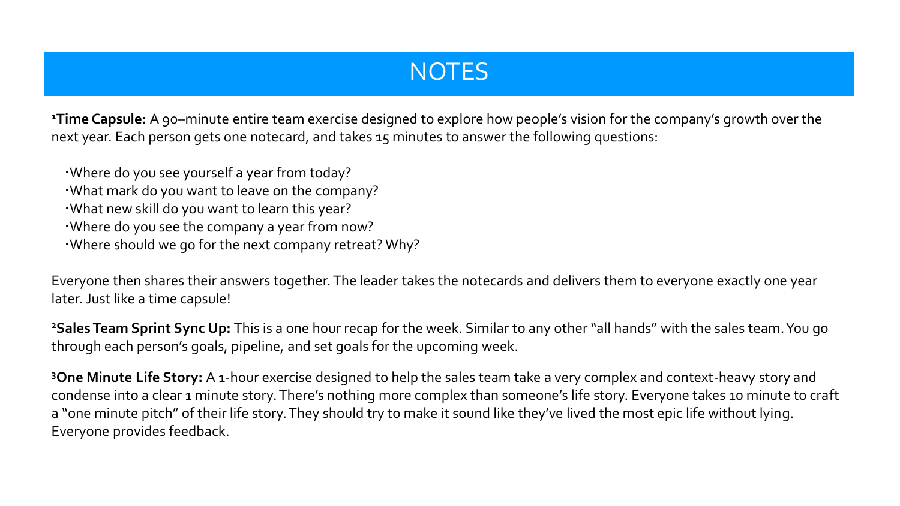# NOTES

[1]**Time Capsule:** A 90–minute entire team exercise designed to explore how people's vision for the company's growth over the next year. Each person gets one notecard, and takes 15 minutes to answer the following questions:

- Where do you see yourself a year from today?
- What mark do you want to leave on the company?
- What new skill do you want to learn this year?
- Where do you see the company a year from now?
- Where should we go for the next company retreat? Why?

Everyone then shares their answers together. The leader takes the notecards and delivers them to everyone exactly one year later. Just like a time capsule!

[2]**Sales Team Sprint Sync Up:** This is a one hour recap for the week. Similar to any other "all hands" with the sales team. You go through each person's goals, pipeline, and set goals for the upcoming week.

[3]**One Minute Life Story:** A 1-hour exercise designed to help the sales team take a very complex and context-heavy story and condense into a clear 1 minute story. There's nothing more complex than someone's life story. Everyone takes 10 minute to craft a "one minute pitch" of their life story. They should try to make it sound like they've lived the most epic life without lying. Everyone provides feedback.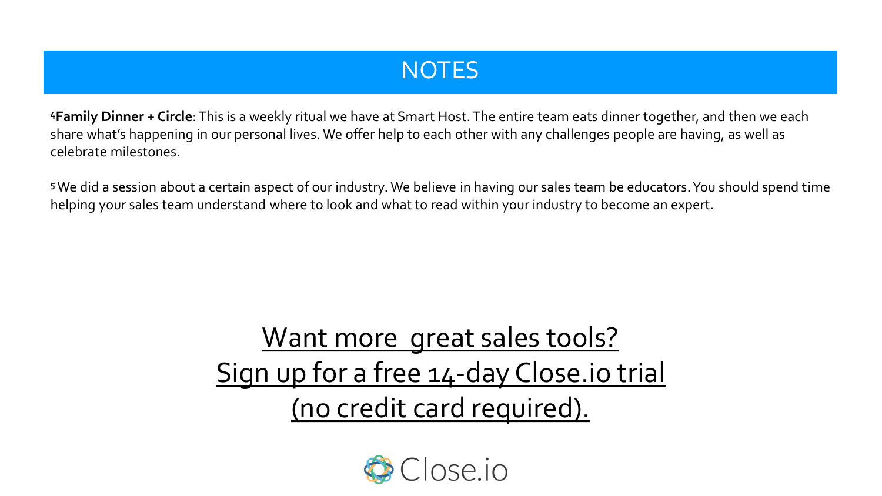# NOTES

[4]**Family Dinner + Circle**: This is a weekly ritual we have at Smart Host. The entire team eats dinner together, and then we each share what's happening in our personal lives. We offer help to each other with any challenges people are having, as well as celebrate milestones.

[5] We did a session about a certain aspect of our industry. We believe in having our sales team be educators. You should spend time helping your sales team understand where to look and what to read within your industry to become an expert.

Want more great sales tools?
Sign up for a free 14-day Close.io trial
(no credit card required).

Close.io